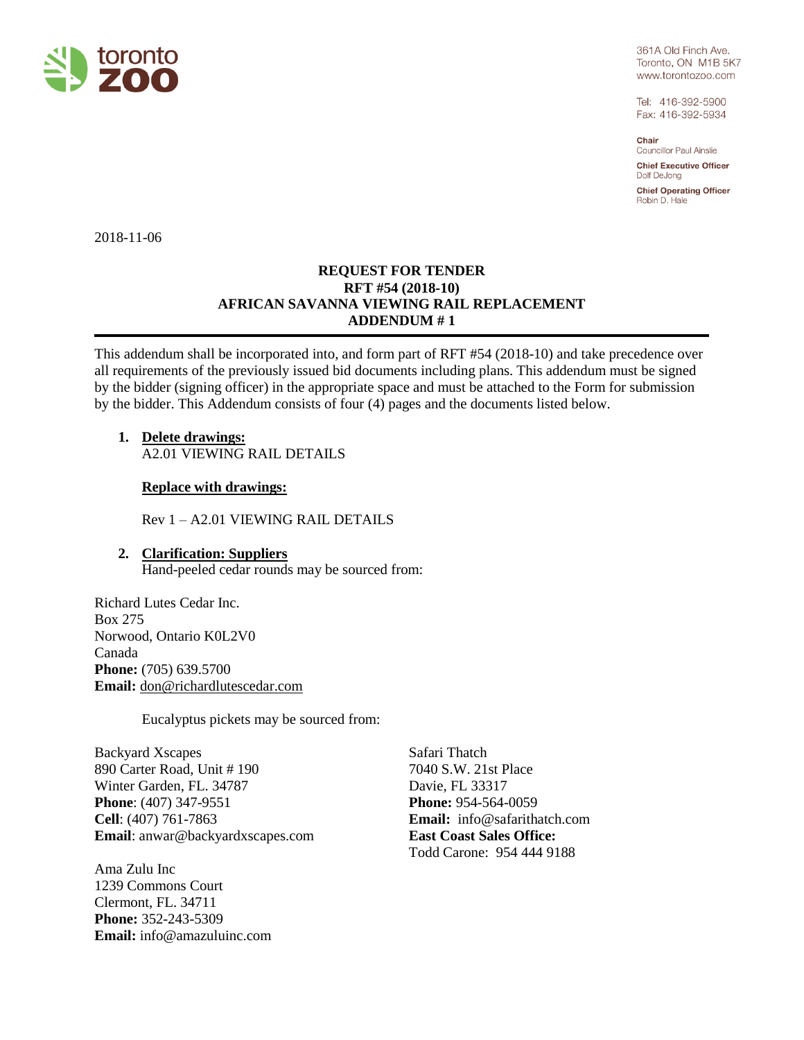toronto zoo

361A Old Finch Ave.
Toronto, ON M1B 5K7
www.torontozoo.com

Tel: 416-392-5900
Fax: 416-392-5934

**Chair**
Councillor Paul Ainslie

**Chief Executive Officer**
Dolf DeJong

**Chief Operating Officer**
Robin D. Hale

2018-11-06

# REQUEST FOR TENDER
# RFT #54 (2018-10)
# AFRICAN SAVANNA VIEWING RAIL REPLACEMENT
# ADDENDUM # 1

---

This addendum shall be incorporated into, and form part of RFT #54 (2018-10) and take precedence over all requirements of the previously issued bid documents including plans. This addendum must be signed by the bidder (signing officer) in the appropriate space and must be attached to the Form for submission by the bidder. This Addendum consists of four (4) pages and the documents listed below.

1. **Delete drawings:**
   A2.01 VIEWING RAIL DETAILS

   **Replace with drawings:**

   Rev 1 – A2.01 VIEWING RAIL DETAILS

2. **Clarification: Suppliers**
   Hand-peeled cedar rounds may be sourced from:

Richard Lutes Cedar Inc.
Box 275
Norwood, Ontario K0L2V0
Canada
**Phone:** (705) 639.5700
**Email:** don@richardlutescedar.com

Eucalyptus pickets may be sourced from:

Backyard Xscapes
890 Carter Road, Unit # 190
Winter Garden, FL. 34787
**Phone**: (407) 347-9551
**Cell**: (407) 761-7863
**Email**: anwar@backyardxscapes.com

Ama Zulu Inc
1239 Commons Court
Clermont, FL. 34711
**Phone:** 352-243-5309
**Email:** info@amazuluinc.com

Safari Thatch
7040 S.W. 21st Place
Davie, FL 33317
**Phone:** 954-564-0059
**Email:** info@safarithatch.com
**East Coast Sales Office:**
Todd Carone: 954 444 9188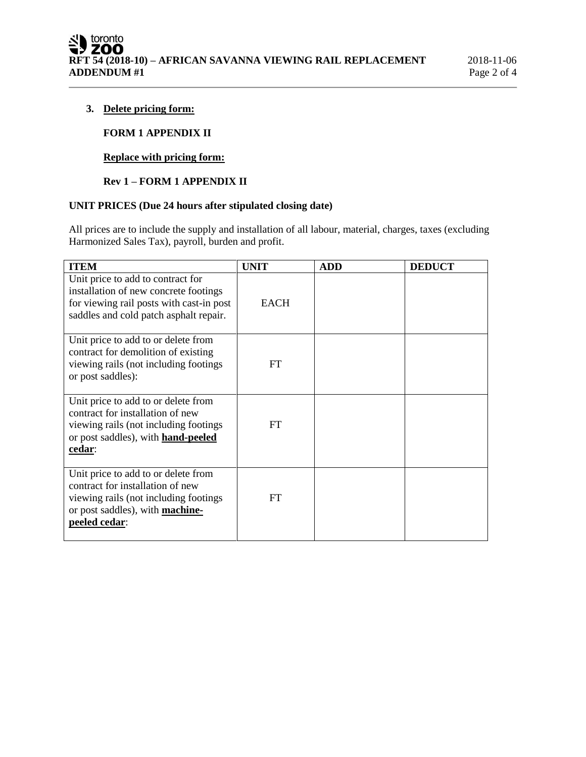3. **Delete pricing form:**

   **FORM 1 APPENDIX II**

   **Replace with pricing form:**

   **Rev 1 – FORM 1 APPENDIX II**

**UNIT PRICES (Due 24 hours after stipulated closing date)**

All prices are to include the supply and installation of all labour, material, charges, taxes (excluding Harmonized Sales Tax), payroll, burden and profit.

| ITEM | UNIT | ADD | DEDUCT |
|---|---|---|---|
| Unit price to add to contract for installation of new concrete footings for viewing rail posts with cast-in post saddles and cold patch asphalt repair. | EACH | | |
| Unit price to add to or delete from contract for demolition of existing viewing rails (not including footings or post saddles): | FT | | |
| Unit price to add to or delete from contract for installation of new viewing rails (not including footings or post saddles), with **hand-peeled cedar**: | FT | | |
| Unit price to add to or delete from contract for installation of new viewing rails (not including footings or post saddles), with **machine-peeled cedar**: | FT | | |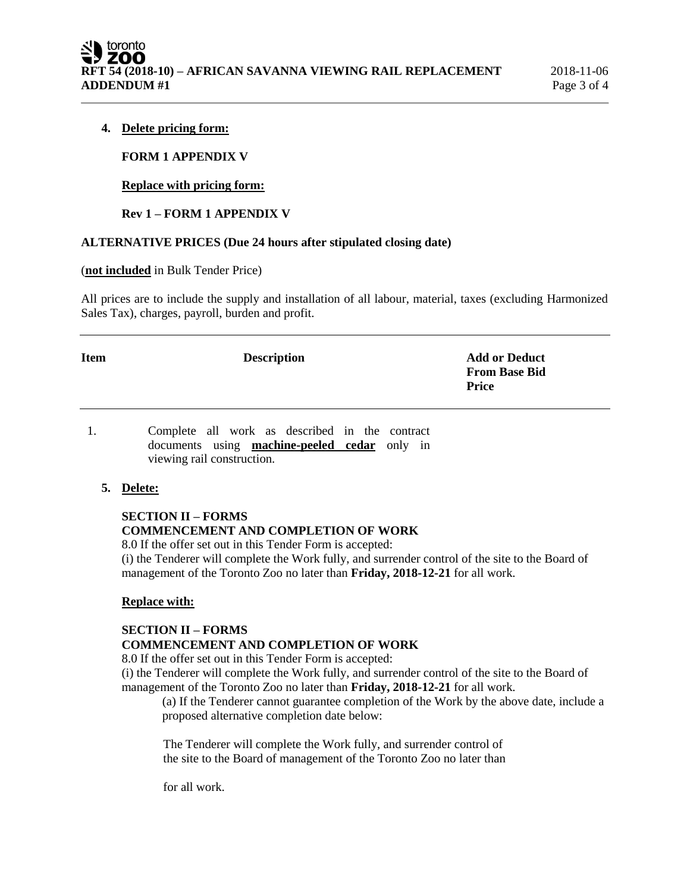4. **Delete pricing form:**

   **FORM 1 APPENDIX V**

   **Replace with pricing form:**

   **Rev 1 – FORM 1 APPENDIX V**

**ALTERNATIVE PRICES (Due 24 hours after stipulated closing date)**

(**not included** in Bulk Tender Price)

All prices are to include the supply and installation of all labour, material, taxes (excluding Harmonized Sales Tax), charges, payroll, burden and profit.

| Item | Description | Add or Deduct From Base Bid Price |
|---|---|---|
| 1. | Complete all work as described in the contract documents using **machine-peeled cedar** only in viewing rail construction. | |

5. **Delete:**

   **SECTION II – FORMS**
   **COMMENCEMENT AND COMPLETION OF WORK**
   8.0 If the offer set out in this Tender Form is accepted:
   (i) the Tenderer will complete the Work fully, and surrender control of the site to the Board of management of the Toronto Zoo no later than **Friday, 2018-12-21** for all work.

   **Replace with:**

   **SECTION II – FORMS**
   **COMMENCEMENT AND COMPLETION OF WORK**
   8.0 If the offer set out in this Tender Form is accepted:
   (i) the Tenderer will complete the Work fully, and surrender control of the site to the Board of management of the Toronto Zoo no later than **Friday, 2018-12-21** for all work.

   (a) If the Tenderer cannot guarantee completion of the Work by the above date, include a proposed alternative completion date below:

   The Tenderer will complete the Work fully, and surrender control of the site to the Board of management of the Toronto Zoo no later than

   for all work.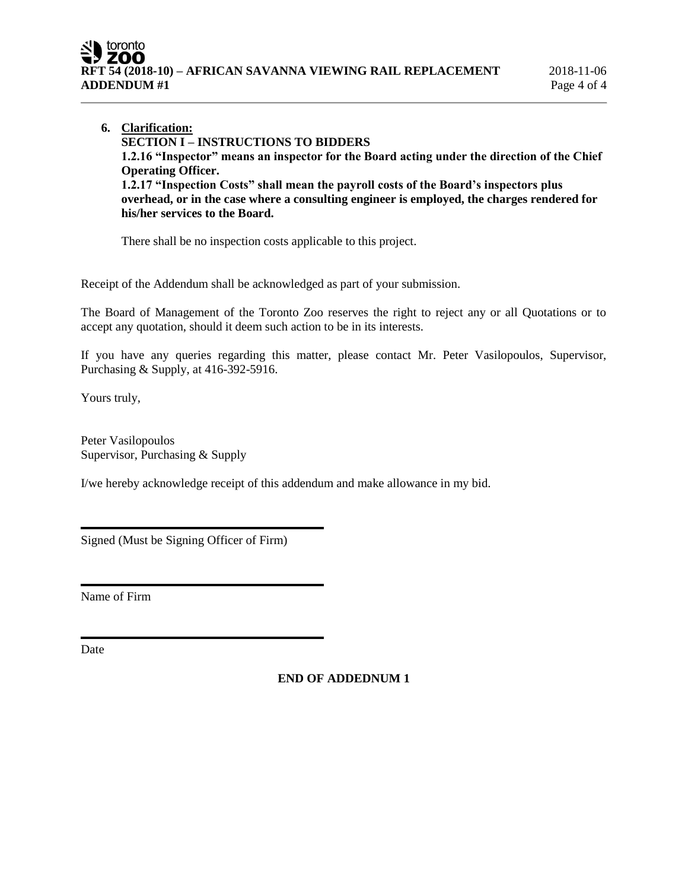6. **Clarification:**
   **SECTION I – INSTRUCTIONS TO BIDDERS**
   **1.2.16 "Inspector" means an inspector for the Board acting under the direction of the Chief Operating Officer.**
   **1.2.17 "Inspection Costs" shall mean the payroll costs of the Board's inspectors plus overhead, or in the case where a consulting engineer is employed, the charges rendered for his/her services to the Board.**

   There shall be no inspection costs applicable to this project.

Receipt of the Addendum shall be acknowledged as part of your submission.

The Board of Management of the Toronto Zoo reserves the right to reject any or all Quotations or to accept any quotation, should it deem such action to be in its interests.

If you have any queries regarding this matter, please contact Mr. Peter Vasilopoulos, Supervisor, Purchasing & Supply, at 416-392-5916.

Yours truly,

Peter Vasilopoulos
Supervisor, Purchasing & Supply

I/we hereby acknowledge receipt of this addendum and make allowance in my bid.

______________________________
Signed (Must be Signing Officer of Firm)

______________________________
Name of Firm

______________________________
Date

**END OF ADDEDNUM 1**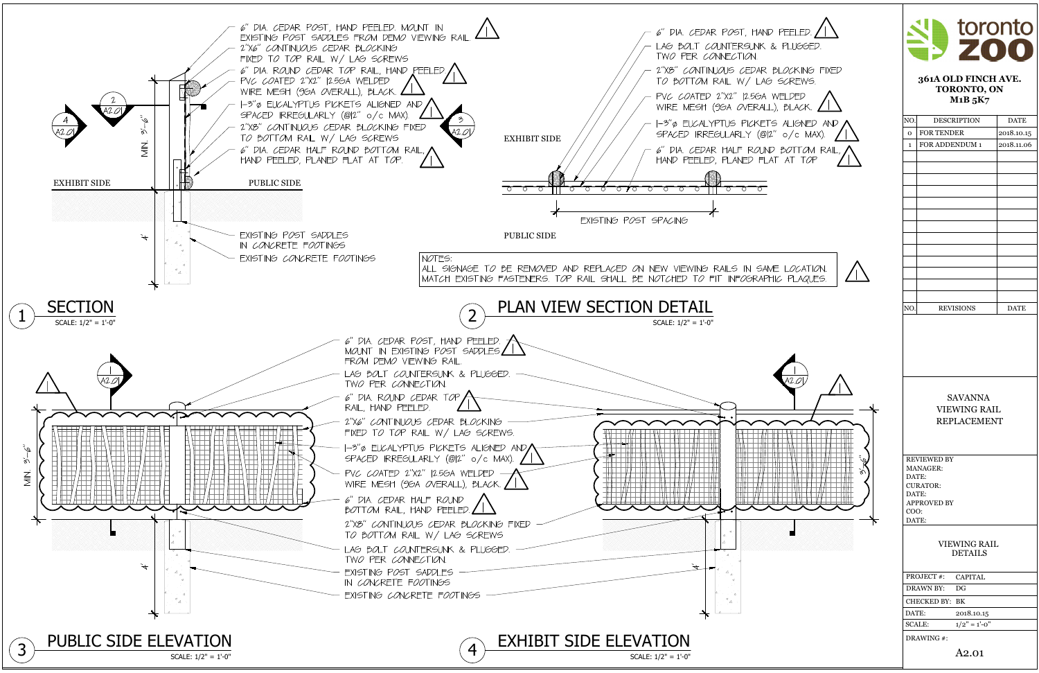## 1 SECTION

SCALE: 1/2" = 1'-0"

- 6" DIA. CEDAR POST, HAND PEELED. MOUNT IN EXISTING POST SADDLES FROM DEMO VIEWING RAIL.
- 2"X6" CONTINUOUS CEDAR BLOCKING FIXED TO TOP RAIL W/ LAG SCREWS
- 6" DIA. ROUND CEDAR TOP RAIL, HAND PEELED.
- PVC COATED 2"X2" 12.5GA WELDED WIRE MESH (9GA OVERALL), BLACK.
- 1-3"ø EUCALYPTUS PICKETS ALIGNED AND SPACED IRREGULARLY (@12" o/c MAX).
- 2"X8" CONTINUOUS CEDAR BLOCKING FIXED TO BOTTOM RAIL W/ LAG SCREWS
- 6" DIA. CEDAR HALF ROUND BOTTOM RAIL, HAND PEELED, PLANED FLAT AT TOP.
- EXISTING POST SADDLES IN CONCRETE FOOTINGS
- EXISTING CONCRETE FOOTINGS

EXHIBIT SIDE / PUBLIC SIDE

MIN. 3'-6"

4'

## 2 PLAN VIEW SECTION DETAIL

SCALE: 1/2" = 1'-0"

- 6" DIA. CEDAR POST, HAND PEELED.
- LAG BOLT COUNTERSUNK & PLUGGED. TWO PER CONNECTION.
- 2"X8" CONTINUOUS CEDAR BLOCKING FIXED TO BOTTOM RAIL W/ LAG SCREWS.
- PVC COATED 2"X2" 12.5GA WELDED WIRE MESH (9GA OVERALL), BLACK.
- 1-3"ø EUCALYPTUS PICKETS ALIGNED AND SPACED IRREGULARLY (@12" o/c MAX).
- 6" DIA. CEDAR HALF ROUND BOTTOM RAIL, HAND PEELED, PLANED FLAT AT TOP

EXHIBIT SIDE

PUBLIC SIDE

EXISTING POST SPACING

NOTES:
ALL SIGNAGE TO BE REMOVED AND REPLACED ON NEW VIEWING RAILS IN SAME LOCATION. MATCH EXISTING FASTENERS. TOP RAIL SHALL BE NOTCHED TO FIT INFOGRAPHIC PLAQUES.

## 3 PUBLIC SIDE ELEVATION

SCALE: 1/2" = 1'-0"

## 4 EXHIBIT SIDE ELEVATION

SCALE: 1/2" = 1'-0"

- 6" DIA. CEDAR POST, HAND PEELED. MOUNT IN EXISTING POST SADDLES FROM DEMO VIEWING RAIL.
- LAG BOLT COUNTERSUNK & PLUGGED. TWO PER CONNECTION.
- 6" DIA. ROUND CEDAR TOP RAIL, HAND PEELED.
- 2"X6" CONTINUOUS CEDAR BLOCKING FIXED TO TOP RAIL W/ LAG SCREWS.
- 1-3"ø EUCALYPTUS PICKETS ALIGNED AND SPACED IRREGULARLY (@12" o/c MAX).
- PVC COATED 2"X2" 12.5GA WELDED WIRE MESH (9GA OVERALL), BLACK.
- 6" DIA. CEDAR HALF ROUND BOTTOM RAIL, HAND PEELED.
- 2"X8" CONTINUOUS CEDAR BLOCKING FIXED TO BOTTOM RAIL W/ LAG SCREWS
- LAG BOLT COUNTERSUNK & PLUGGED. TWO PER CONNECTION.
- EXISTING POST SADDLES IN CONCRETE FOOTINGS
- EXISTING CONCRETE FOOTINGS

MIN. 3'-6"

3'-6"

4'

---

**toronto zoo**

**361A OLD FINCH AVE.
TORONTO, ON
M1B 5K7**

| NO. | DESCRIPTION | DATE |
|---|---|---|
| 0 | FOR TENDER | 2018.10.15 |
| 1 | FOR ADDENDUM 1 | 2018.11.06 |
| NO. | REVISIONS | DATE |

SAVANNA VIEWING RAIL REPLACEMENT

REVIEWED BY
MANAGER:
DATE:
CURATOR:
DATE:
APPROVED BY
COO:
DATE:

VIEWING RAIL DETAILS

| | |
|---|---|
| PROJECT #: | CAPITAL |
| DRAWN BY: | DG |
| CHECKED BY: | BK |
| DATE: | 2018.10.15 |
| SCALE: | 1/2" = 1'-0" |

DRAWING #: A2.01